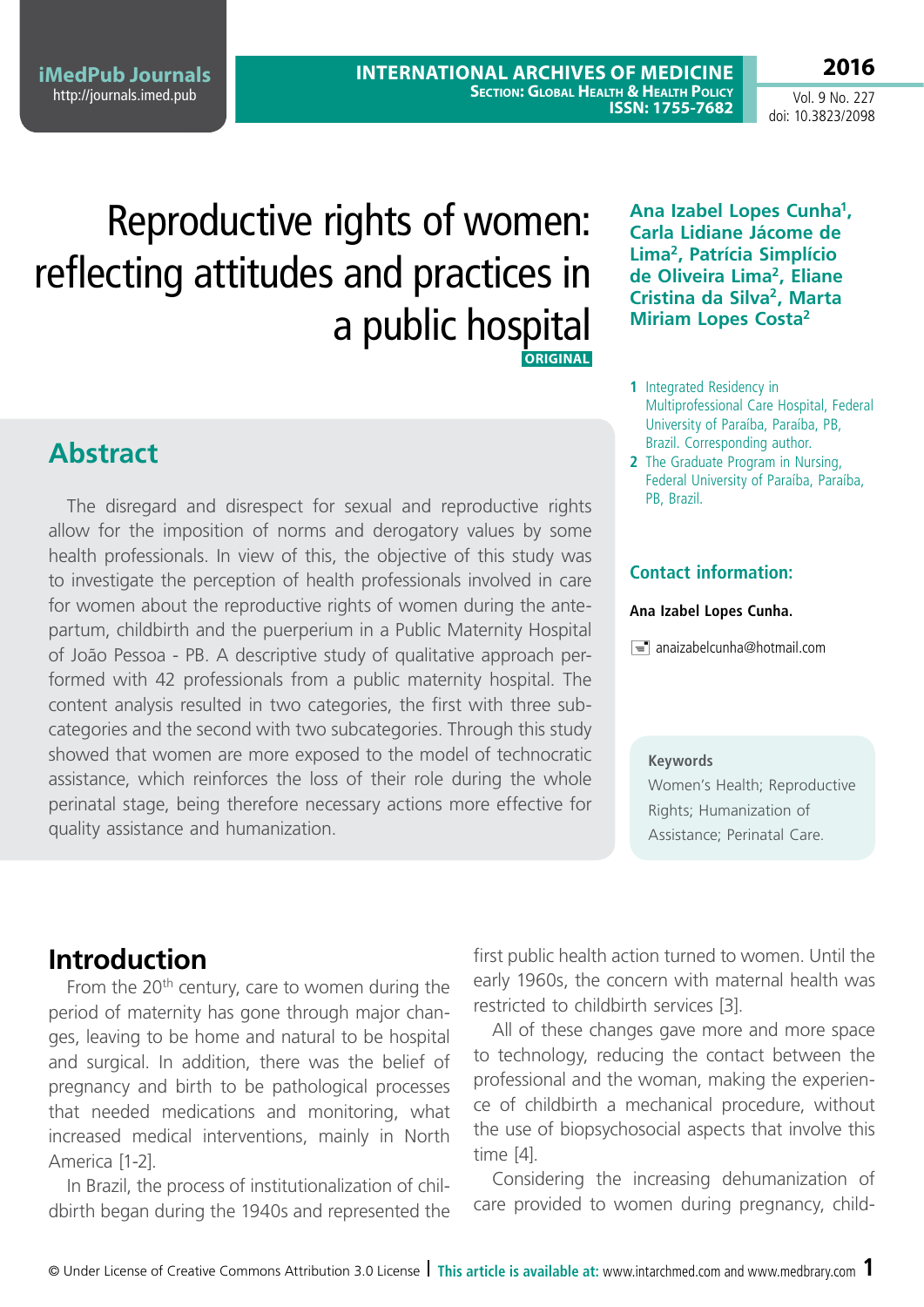# Reproductive rights of women: reflecting attitudes and practices in a public hospital

ORIGINAL

**Ana Izabel Lopes Cunha[1], Carla Lidiane Jácome de Lima[2], Patrícia Simplício de Oliveira Lima[2], Eliane Cristina da Silva[2], Marta Miriam Lopes Costa[2]**

1 Integrated Residency in Multiprofessional Care Hospital, Federal University of Paraíba, Paraíba, PB, Brazil. Corresponding author.

2 The Graduate Program in Nursing, Federal University of Paraíba, Paraíba, PB, Brazil.

## Abstract

The disregard and disrespect for sexual and reproductive rights allow for the imposition of norms and derogatory values by some health professionals. In view of this, the objective of this study was to investigate the perception of health professionals involved in care for women about the reproductive rights of women during the antepartum, childbirth and the puerperium in a Public Maternity Hospital of João Pessoa - PB. A descriptive study of qualitative approach performed with 42 professionals from a public maternity hospital. The content analysis resulted in two categories, the first with three subcategories and the second with two subcategories. Through this study showed that women are more exposed to the model of technocratic assistance, which reinforces the loss of their role during the whole perinatal stage, being therefore necessary actions more effective for quality assistance and humanization.

**Contact information:**

**Ana Izabel Lopes Cunha.**

anaizabelcunha@hotmail.com

**Keywords**

Women's Health; Reproductive Rights; Humanization of Assistance; Perinatal Care.

## Introduction

From the 20th century, care to women during the period of maternity has gone through major changes, leaving to be home and natural to be hospital and surgical. In addition, there was the belief of pregnancy and birth to be pathological processes that needed medications and monitoring, what increased medical interventions, mainly in North America [1-2].

In Brazil, the process of institutionalization of childbirth began during the 1940s and represented the first public health action turned to women. Until the early 1960s, the concern with maternal health was restricted to childbirth services [3].

All of these changes gave more and more space to technology, reducing the contact between the professional and the woman, making the experience of childbirth a mechanical procedure, without the use of biopsychosocial aspects that involve this time [4].

Considering the increasing dehumanization of care provided to women during pregnancy, child-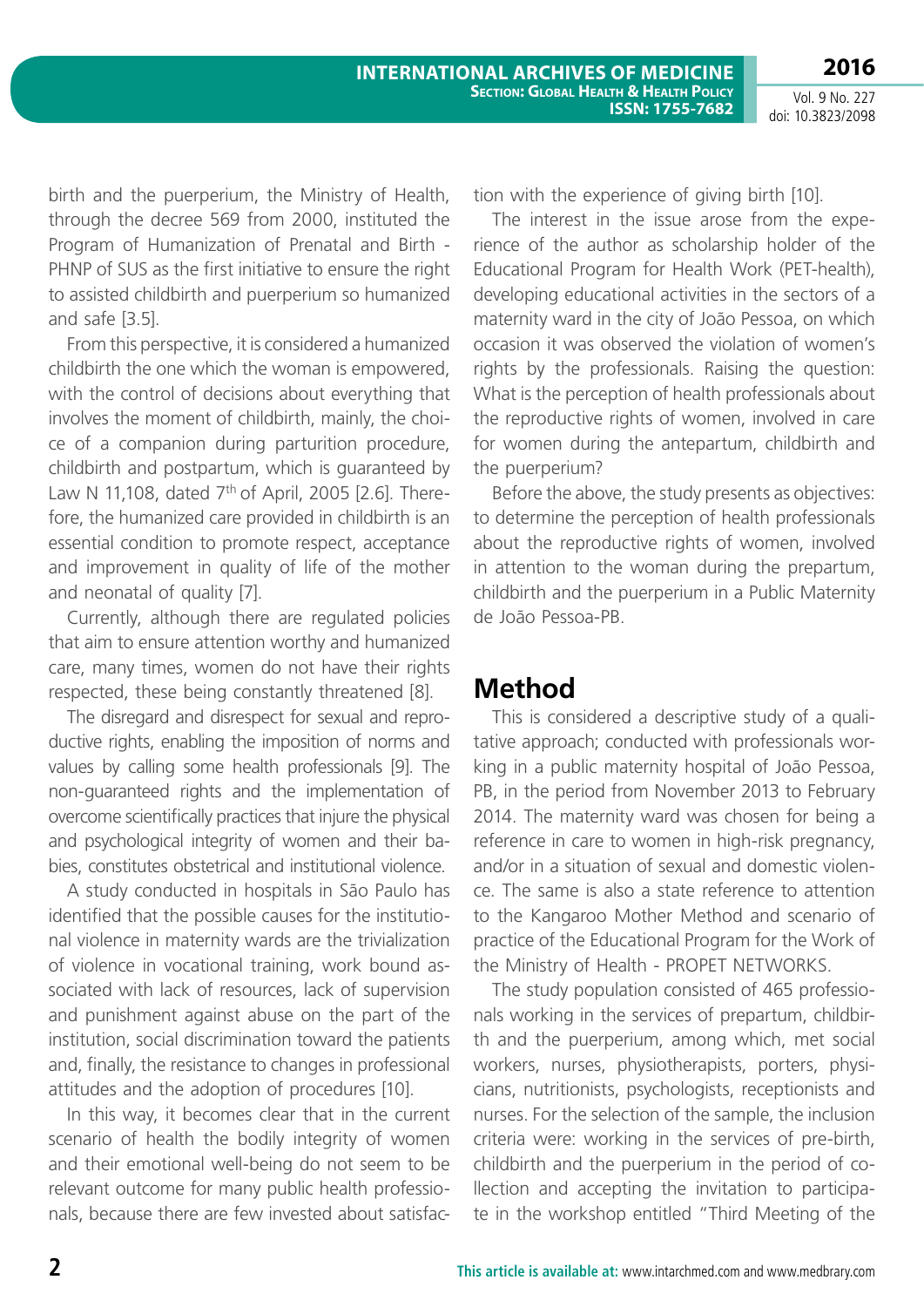birth and the puerperium, the Ministry of Health, through the decree 569 from 2000, instituted the Program of Humanization of Prenatal and Birth - PHNP of SUS as the first initiative to ensure the right to assisted childbirth and puerperium so humanized and safe [3.5].

From this perspective, it is considered a humanized childbirth the one which the woman is empowered, with the control of decisions about everything that involves the moment of childbirth, mainly, the choice of a companion during parturition procedure, childbirth and postpartum, which is guaranteed by Law N 11,108, dated 7th of April, 2005 [2.6]. Therefore, the humanized care provided in childbirth is an essential condition to promote respect, acceptance and improvement in quality of life of the mother and neonatal of quality [7].

Currently, although there are regulated policies that aim to ensure attention worthy and humanized care, many times, women do not have their rights respected, these being constantly threatened [8].

The disregard and disrespect for sexual and reproductive rights, enabling the imposition of norms and values by calling some health professionals [9]. The non-guaranteed rights and the implementation of overcome scientifically practices that injure the physical and psychological integrity of women and their babies, constitutes obstetrical and institutional violence.

A study conducted in hospitals in São Paulo has identified that the possible causes for the institutional violence in maternity wards are the trivialization of violence in vocational training, work bound associated with lack of resources, lack of supervision and punishment against abuse on the part of the institution, social discrimination toward the patients and, finally, the resistance to changes in professional attitudes and the adoption of procedures [10].

In this way, it becomes clear that in the current scenario of health the bodily integrity of women and their emotional well-being do not seem to be relevant outcome for many public health professionals, because there are few invested about satisfaction with the experience of giving birth [10].

The interest in the issue arose from the experience of the author as scholarship holder of the Educational Program for Health Work (PET-health), developing educational activities in the sectors of a maternity ward in the city of João Pessoa, on which occasion it was observed the violation of women's rights by the professionals. Raising the question: What is the perception of health professionals about the reproductive rights of women, involved in care for women during the antepartum, childbirth and the puerperium?

Before the above, the study presents as objectives: to determine the perception of health professionals about the reproductive rights of women, involved in attention to the woman during the prepartum, childbirth and the puerperium in a Public Maternity de João Pessoa-PB.

## Method

This is considered a descriptive study of a qualitative approach; conducted with professionals working in a public maternity hospital of João Pessoa, PB, in the period from November 2013 to February 2014. The maternity ward was chosen for being a reference in care to women in high-risk pregnancy, and/or in a situation of sexual and domestic violence. The same is also a state reference to attention to the Kangaroo Mother Method and scenario of practice of the Educational Program for the Work of the Ministry of Health - PROPET NETWORKS.

The study population consisted of 465 professionals working in the services of prepartum, childbirth and the puerperium, among which, met social workers, nurses, physiotherapists, porters, physicians, nutritionists, psychologists, receptionists and nurses. For the selection of the sample, the inclusion criteria were: working in the services of pre-birth, childbirth and the puerperium in the period of collection and accepting the invitation to participate in the workshop entitled "Third Meeting of the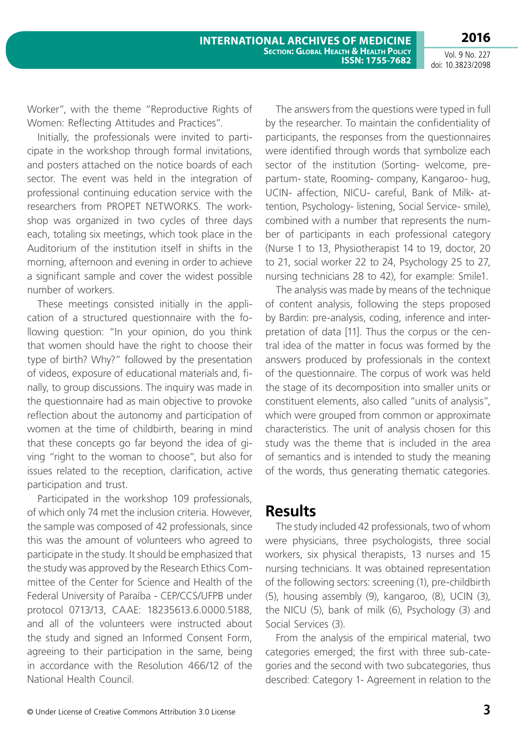Worker", with the theme "Reproductive Rights of Women: Reflecting Attitudes and Practices".

Initially, the professionals were invited to participate in the workshop through formal invitations, and posters attached on the notice boards of each sector. The event was held in the integration of professional continuing education service with the researchers from PROPET NETWORKS. The workshop was organized in two cycles of three days each, totaling six meetings, which took place in the Auditorium of the institution itself in shifts in the morning, afternoon and evening in order to achieve a significant sample and cover the widest possible number of workers.

These meetings consisted initially in the application of a structured questionnaire with the following question: "In your opinion, do you think that women should have the right to choose their type of birth? Why?" followed by the presentation of videos, exposure of educational materials and, finally, to group discussions. The inquiry was made in the questionnaire had as main objective to provoke reflection about the autonomy and participation of women at the time of childbirth, bearing in mind that these concepts go far beyond the idea of giving "right to the woman to choose", but also for issues related to the reception, clarification, active participation and trust.

Participated in the workshop 109 professionals, of which only 74 met the inclusion criteria. However, the sample was composed of 42 professionals, since this was the amount of volunteers who agreed to participate in the study. It should be emphasized that the study was approved by the Research Ethics Committee of the Center for Science and Health of the Federal University of Paraíba - CEP/CCS/UFPB under protocol 0713/13, CAAE: 18235613.6.0000.5188, and all of the volunteers were instructed about the study and signed an Informed Consent Form, agreeing to their participation in the same, being in accordance with the Resolution 466/12 of the National Health Council.

The answers from the questions were typed in full by the researcher. To maintain the confidentiality of participants, the responses from the questionnaires were identified through words that symbolize each sector of the institution (Sorting- welcome, prepartum- state, Rooming- company, Kangaroo- hug, UCIN- affection, NICU- careful, Bank of Milk- attention, Psychology- listening, Social Service- smile), combined with a number that represents the number of participants in each professional category (Nurse 1 to 13, Physiotherapist 14 to 19, doctor, 20 to 21, social worker 22 to 24, Psychology 25 to 27, nursing technicians 28 to 42), for example: Smile1.

The analysis was made by means of the technique of content analysis, following the steps proposed by Bardin: pre-analysis, coding, inference and interpretation of data [11]. Thus the corpus or the central idea of the matter in focus was formed by the answers produced by professionals in the context of the questionnaire. The corpus of work was held the stage of its decomposition into smaller units or constituent elements, also called "units of analysis", which were grouped from common or approximate characteristics. The unit of analysis chosen for this study was the theme that is included in the area of semantics and is intended to study the meaning of the words, thus generating thematic categories.

## Results

The study included 42 professionals, two of whom were physicians, three psychologists, three social workers, six physical therapists, 13 nurses and 15 nursing technicians. It was obtained representation of the following sectors: screening (1), pre-childbirth (5), housing assembly (9), kangaroo, (8), UCIN (3), the NICU (5), bank of milk (6), Psychology (3) and Social Services (3).

From the analysis of the empirical material, two categories emerged; the first with three sub-categories and the second with two subcategories, thus described: Category 1- Agreement in relation to the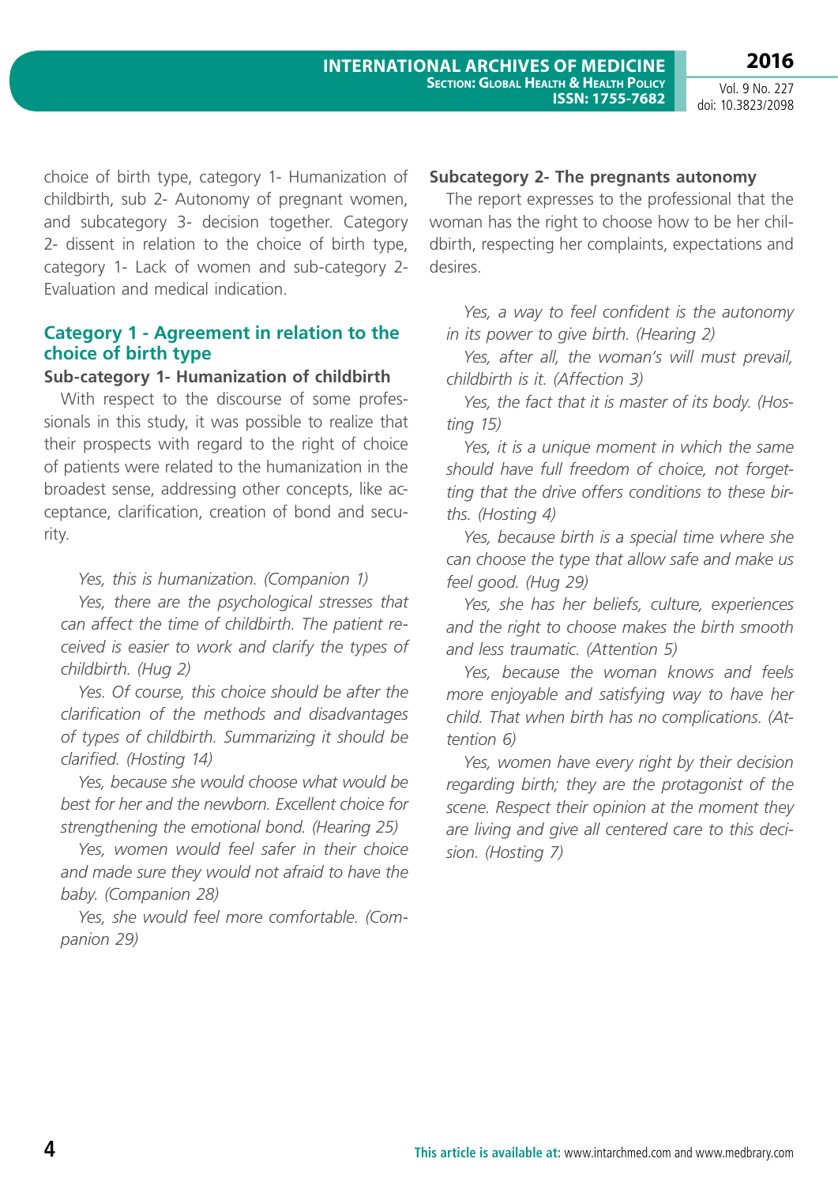choice of birth type, category 1- Humanization of childbirth, sub 2- Autonomy of pregnant women, and subcategory 3- decision together. Category 2- dissent in relation to the choice of birth type, category 1- Lack of women and sub-category 2- Evaluation and medical indication.

## Category 1 - Agreement in relation to the choice of birth type

### Sub-category 1- Humanization of childbirth

With respect to the discourse of some professionals in this study, it was possible to realize that their prospects with regard to the right of choice of patients were related to the humanization in the broadest sense, addressing other concepts, like acceptance, clarification, creation of bond and security.

*Yes, this is humanization. (Companion 1)*

*Yes, there are the psychological stresses that can affect the time of childbirth. The patient received is easier to work and clarify the types of childbirth. (Hug 2)*

*Yes. Of course, this choice should be after the clarification of the methods and disadvantages of types of childbirth. Summarizing it should be clarified. (Hosting 14)*

*Yes, because she would choose what would be best for her and the newborn. Excellent choice for strengthening the emotional bond. (Hearing 25)*

*Yes, women would feel safer in their choice and made sure they would not afraid to have the baby. (Companion 28)*

*Yes, she would feel more comfortable. (Companion 29)*

### Subcategory 2- The pregnants autonomy

The report expresses to the professional that the woman has the right to choose how to be her childbirth, respecting her complaints, expectations and desires.

*Yes, a way to feel confident is the autonomy in its power to give birth. (Hearing 2)*

*Yes, after all, the woman's will must prevail, childbirth is it. (Affection 3)*

*Yes, the fact that it is master of its body. (Hosting 15)*

*Yes, it is a unique moment in which the same should have full freedom of choice, not forgetting that the drive offers conditions to these births. (Hosting 4)*

*Yes, because birth is a special time where she can choose the type that allow safe and make us feel good. (Hug 29)*

*Yes, she has her beliefs, culture, experiences and the right to choose makes the birth smooth and less traumatic. (Attention 5)*

*Yes, because the woman knows and feels more enjoyable and satisfying way to have her child. That when birth has no complications. (Attention 6)*

*Yes, women have every right by their decision regarding birth; they are the protagonist of the scene. Respect their opinion at the moment they are living and give all centered care to this decision. (Hosting 7)*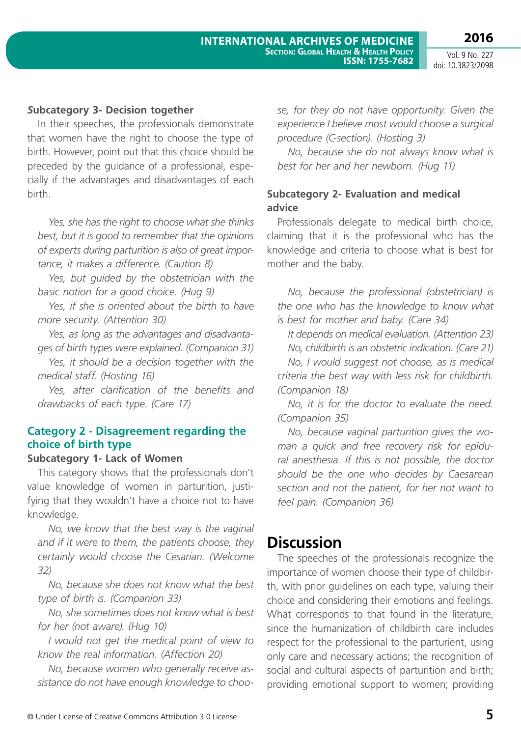### Subcategory 3- Decision together

In their speeches, the professionals demonstrate that women have the right to choose the type of birth. However, point out that this choice should be preceded by the guidance of a professional, especially if the advantages and disadvantages of each birth.

*Yes, she has the right to choose what she thinks best, but it is good to remember that the opinions of experts during parturition is also of great importance, it makes a difference. (Caution 8)*

*Yes, but guided by the obstetrician with the basic notion for a good choice. (Hug 9)*

*Yes, if she is oriented about the birth to have more security. (Attention 30)*

*Yes, as long as the advantages and disadvantages of birth types were explained. (Companion 31)*

*Yes, it should be a decision together with the medical staff. (Hosting 16)*

*Yes, after clarification of the benefits and drawbacks of each type. (Care 17)*

## Category 2 - Disagreement regarding the choice of birth type

### Subcategory 1- Lack of Women

This category shows that the professionals don't value knowledge of women in parturition, justifying that they wouldn't have a choice not to have knowledge.

*No, we know that the best way is the vaginal and if it were to them, the patients choose, they certainly would choose the Cesarian. (Welcome 32)*

*No, because she does not know what the best type of birth is. (Companion 33)*

*No, she sometimes does not know what is best for her (not aware). (Hug 10)*

*I would not get the medical point of view to know the real information. (Affection 20)*

*No, because women who generally receive assistance do not have enough knowledge to choose, for they do not have opportunity. Given the experience I believe most would choose a surgical procedure (C-section). (Hosting 3)*

*No, because she do not always know what is best for her and her newborn. (Hug 11)*

### Subcategory 2- Evaluation and medical advice

Professionals delegate to medical birth choice, claiming that it is the professional who has the knowledge and criteria to choose what is best for mother and the baby.

*No, because the professional (obstetrician) is the one who has the knowledge to know what is best for mother and baby. (Care 34)*

*It depends on medical evaluation. (Attention 23)*

*No, childbirth is an obstetric indication. (Care 21)*

*No, I would suggest not choose, as is medical criteria the best way with less risk for childbirth. (Companion 18)*

*No, it is for the doctor to evaluate the need. (Companion 35)*

*No, because vaginal parturition gives the woman a quick and free recovery risk for epidural anesthesia. If this is not possible, the doctor should be the one who decides by Caesarean section and not the patient, for her not want to feel pain. (Companion 36)*

# Discussion

The speeches of the professionals recognize the importance of women choose their type of childbirth, with prior guidelines on each type, valuing their choice and considering their emotions and feelings. What corresponds to that found in the literature, since the humanization of childbirth care includes respect for the professional to the parturient, using only care and necessary actions; the recognition of social and cultural aspects of parturition and birth; providing emotional support to women; providing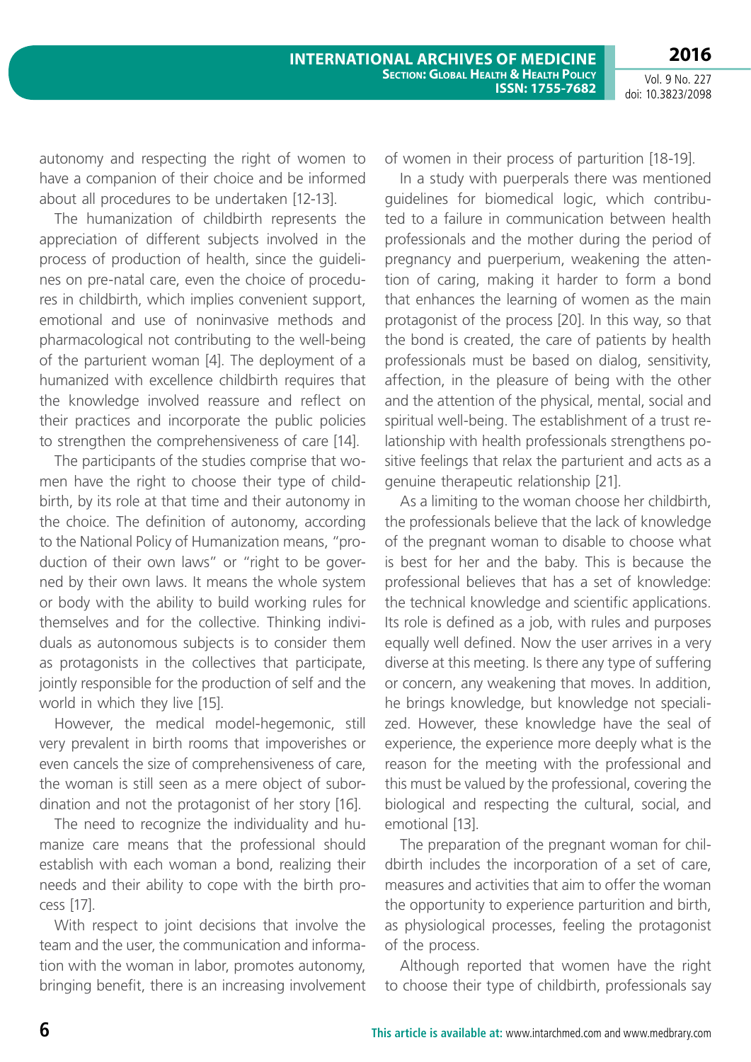autonomy and respecting the right of women to have a companion of their choice and be informed about all procedures to be undertaken [12-13].

The humanization of childbirth represents the appreciation of different subjects involved in the process of production of health, since the guidelines on pre-natal care, even the choice of procedures in childbirth, which implies convenient support, emotional and use of noninvasive methods and pharmacological not contributing to the well-being of the parturient woman [4]. The deployment of a humanized with excellence childbirth requires that the knowledge involved reassure and reflect on their practices and incorporate the public policies to strengthen the comprehensiveness of care [14].

The participants of the studies comprise that women have the right to choose their type of childbirth, by its role at that time and their autonomy in the choice. The definition of autonomy, according to the National Policy of Humanization means, "production of their own laws" or "right to be governed by their own laws. It means the whole system or body with the ability to build working rules for themselves and for the collective. Thinking individuals as autonomous subjects is to consider them as protagonists in the collectives that participate, jointly responsible for the production of self and the world in which they live [15].

However, the medical model-hegemonic, still very prevalent in birth rooms that impoverishes or even cancels the size of comprehensiveness of care, the woman is still seen as a mere object of subordination and not the protagonist of her story [16].

The need to recognize the individuality and humanize care means that the professional should establish with each woman a bond, realizing their needs and their ability to cope with the birth process [17].

With respect to joint decisions that involve the team and the user, the communication and information with the woman in labor, promotes autonomy, bringing benefit, there is an increasing involvement of women in their process of parturition [18-19].

In a study with puerperals there was mentioned guidelines for biomedical logic, which contributed to a failure in communication between health professionals and the mother during the period of pregnancy and puerperium, weakening the attention of caring, making it harder to form a bond that enhances the learning of women as the main protagonist of the process [20]. In this way, so that the bond is created, the care of patients by health professionals must be based on dialog, sensitivity, affection, in the pleasure of being with the other and the attention of the physical, mental, social and spiritual well-being. The establishment of a trust relationship with health professionals strengthens positive feelings that relax the parturient and acts as a genuine therapeutic relationship [21].

As a limiting to the woman choose her childbirth, the professionals believe that the lack of knowledge of the pregnant woman to disable to choose what is best for her and the baby. This is because the professional believes that has a set of knowledge: the technical knowledge and scientific applications. Its role is defined as a job, with rules and purposes equally well defined. Now the user arrives in a very diverse at this meeting. Is there any type of suffering or concern, any weakening that moves. In addition, he brings knowledge, but knowledge not specialized. However, these knowledge have the seal of experience, the experience more deeply what is the reason for the meeting with the professional and this must be valued by the professional, covering the biological and respecting the cultural, social, and emotional [13].

The preparation of the pregnant woman for childbirth includes the incorporation of a set of care, measures and activities that aim to offer the woman the opportunity to experience parturition and birth, as physiological processes, feeling the protagonist of the process.

Although reported that women have the right to choose their type of childbirth, professionals say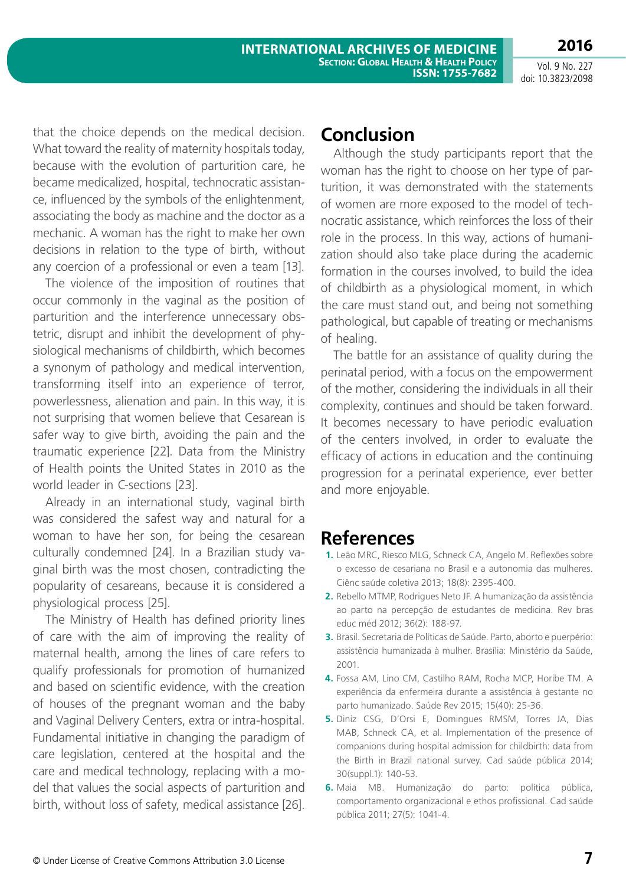that the choice depends on the medical decision. What toward the reality of maternity hospitals today, because with the evolution of parturition care, he became medicalized, hospital, technocratic assistance, influenced by the symbols of the enlightenment, associating the body as machine and the doctor as a mechanic. A woman has the right to make her own decisions in relation to the type of birth, without any coercion of a professional or even a team [13].

The violence of the imposition of routines that occur commonly in the vaginal as the position of parturition and the interference unnecessary obstetric, disrupt and inhibit the development of physiological mechanisms of childbirth, which becomes a synonym of pathology and medical intervention, transforming itself into an experience of terror, powerlessness, alienation and pain. In this way, it is not surprising that women believe that Cesarean is safer way to give birth, avoiding the pain and the traumatic experience [22]. Data from the Ministry of Health points the United States in 2010 as the world leader in C-sections [23].

Already in an international study, vaginal birth was considered the safest way and natural for a woman to have her son, for being the cesarean culturally condemned [24]. In a Brazilian study vaginal birth was the most chosen, contradicting the popularity of cesareans, because it is considered a physiological process [25].

The Ministry of Health has defined priority lines of care with the aim of improving the reality of maternal health, among the lines of care refers to qualify professionals for promotion of humanized and based on scientific evidence, with the creation of houses of the pregnant woman and the baby and Vaginal Delivery Centers, extra or intra-hospital. Fundamental initiative in changing the paradigm of care legislation, centered at the hospital and the care and medical technology, replacing with a model that values the social aspects of parturition and birth, without loss of safety, medical assistance [26].

## Conclusion

Although the study participants report that the woman has the right to choose on her type of parturition, it was demonstrated with the statements of women are more exposed to the model of technocratic assistance, which reinforces the loss of their role in the process. In this way, actions of humanization should also take place during the academic formation in the courses involved, to build the idea of childbirth as a physiological moment, in which the care must stand out, and being not something pathological, but capable of treating or mechanisms of healing.

The battle for an assistance of quality during the perinatal period, with a focus on the empowerment of the mother, considering the individuals in all their complexity, continues and should be taken forward. It becomes necessary to have periodic evaluation of the centers involved, in order to evaluate the efficacy of actions in education and the continuing progression for a perinatal experience, ever better and more enjoyable.

## References

1. Leão MRC, Riesco MLG, Schneck CA, Angelo M. Reflexões sobre o excesso de cesariana no Brasil e a autonomia das mulheres. Ciênc saúde coletiva 2013; 18(8): 2395-400.
2. Rebello MTMP, Rodrigues Neto JF. A humanização da assistência ao parto na percepção de estudantes de medicina. Rev bras educ méd 2012; 36(2): 188-97.
3. Brasil. Secretaria de Políticas de Saúde. Parto, aborto e puerpério: assistência humanizada à mulher. Brasília: Ministério da Saúde, 2001.
4. Fossa AM, Lino CM, Castilho RAM, Rocha MCP, Horibe TM. A experiência da enfermeira durante a assistência à gestante no parto humanizado. Saúde Rev 2015; 15(40): 25-36.
5. Diniz CSG, D'Orsi E, Domingues RMSM, Torres JA, Dias MAB, Schneck CA, et al. Implementation of the presence of companions during hospital admission for childbirth: data from the Birth in Brazil national survey. Cad saúde pública 2014; 30(suppl.1): 140-53.
6. Maia MB. Humanização do parto: política pública, comportamento organizacional e ethos profissional. Cad saúde pública 2011; 27(5): 1041-4.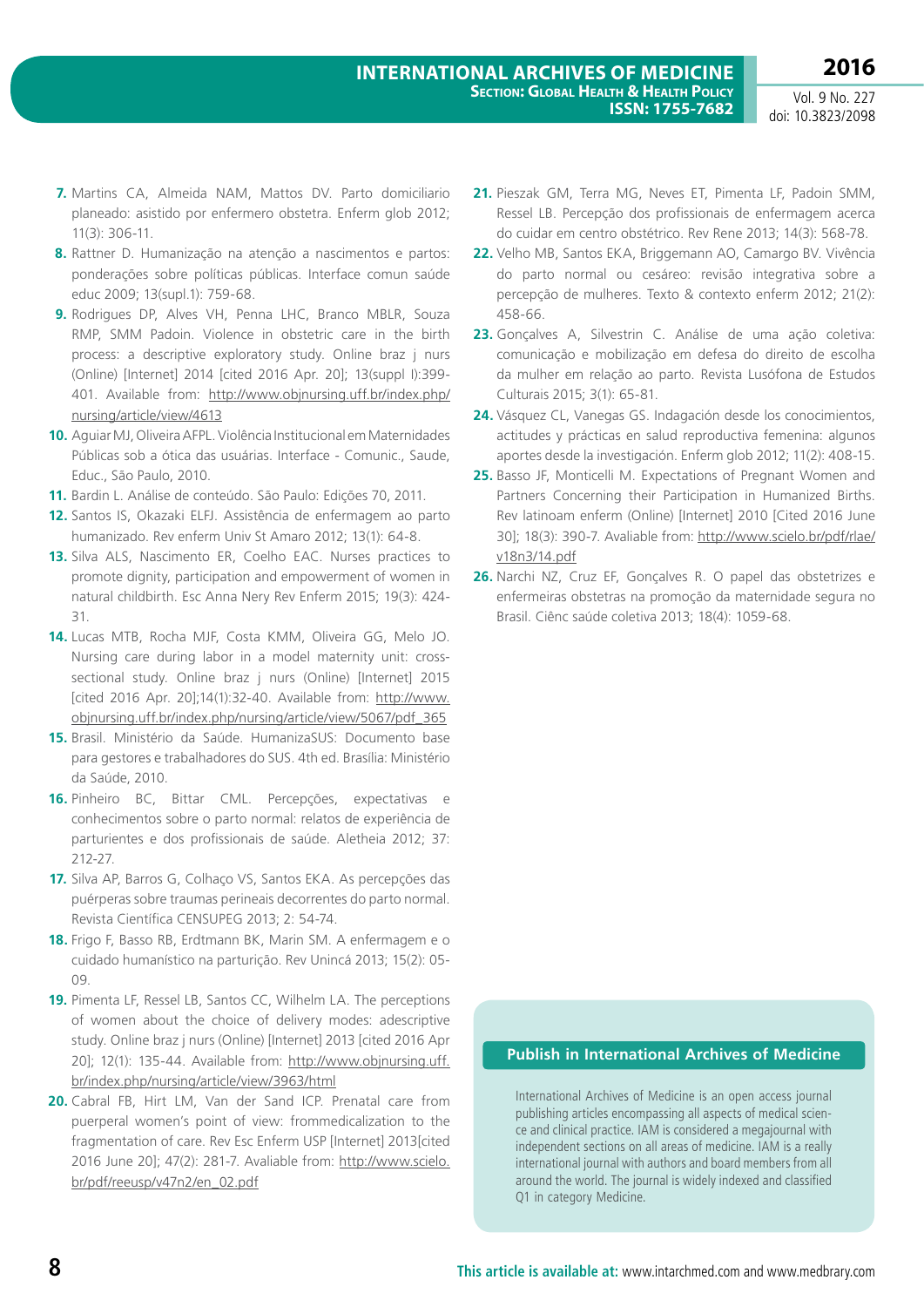7. Martins CA, Almeida NAM, Mattos DV. Parto domiciliario planeado: asistido por enfermero obstetra. Enferm glob 2012; 11(3): 306-11.

8. Rattner D. Humanização na atenção a nascimentos e partos: ponderações sobre políticas públicas. Interface comun saúde educ 2009; 13(supl.1): 759-68.

9. Rodrigues DP, Alves VH, Penna LHC, Branco MBLR, Souza RMP, SMM Padoin. Violence in obstetric care in the birth process: a descriptive exploratory study. Online braz j nurs (Online) [Internet] 2014 [cited 2016 Apr. 20]; 13(suppl I):399-401. Available from: http://www.objnursing.uff.br/index.php/nursing/article/view/4613

10. Aguiar MJ, Oliveira AFPL. Violência Institucional em Maternidades Públicas sob a ótica das usuárias. Interface - Comunic., Saude, Educ., São Paulo, 2010.

11. Bardin L. Análise de conteúdo. São Paulo: Edições 70, 2011.

12. Santos IS, Okazaki ELFJ. Assistência de enfermagem ao parto humanizado. Rev enferm Univ St Amaro 2012; 13(1): 64-8.

13. Silva ALS, Nascimento ER, Coelho EAC. Nurses practices to promote dignity, participation and empowerment of women in natural childbirth. Esc Anna Nery Rev Enferm 2015; 19(3): 424-31.

14. Lucas MTB, Rocha MJF, Costa KMM, Oliveira GG, Melo JO. Nursing care during labor in a model maternity unit: cross-sectional study. Online braz j nurs (Online) [Internet] 2015 [cited 2016 Apr. 20];14(1):32-40. Available from: http://www.objnursing.uff.br/index.php/nursing/article/view/5067/pdf_365

15. Brasil. Ministério da Saúde. HumanizaSUS: Documento base para gestores e trabalhadores do SUS. 4th ed. Brasília: Ministério da Saúde, 2010.

16. Pinheiro BC, Bittar CML. Percepções, expectativas e conhecimentos sobre o parto normal: relatos de experiência de parturientes e dos profissionais de saúde. Aletheia 2012; 37: 212-27.

17. Silva AP, Barros G, Colhaço VS, Santos EKA. As percepções das puérperas sobre traumas perineais decorrentes do parto normal. Revista Científica CENSUPEG 2013; 2: 54-74.

18. Frigo F, Basso RB, Erdtmann BK, Marin SM. A enfermagem e o cuidado humanístico na parturição. Rev Unincá 2013; 15(2): 05-09.

19. Pimenta LF, Ressel LB, Santos CC, Wilhelm LA. The perceptions of women about the choice of delivery modes: adescriptive study. Online braz j nurs (Online) [Internet] 2013 [cited 2016 Apr 20]; 12(1): 135-44. Available from: http://www.objnursing.uff.br/index.php/nursing/article/view/3963/html

20. Cabral FB, Hirt LM, Van der Sand ICP. Prenatal care from puerperal women's point of view: frommedicalization to the fragmentation of care. Rev Esc Enferm USP [Internet] 2013[cited 2016 June 20]; 47(2): 281-7. Avaliable from: http://www.scielo.br/pdf/reeusp/v47n2/en_02.pdf

21. Pieszak GM, Terra MG, Neves ET, Pimenta LF, Padoin SMM, Ressel LB. Percepção dos profissionais de enfermagem acerca do cuidar em centro obstétrico. Rev Rene 2013; 14(3): 568-78.

22. Velho MB, Santos EKA, Briggemann AO, Camargo BV. Vivência do parto normal ou cesáreo: revisão integrativa sobre a percepção de mulheres. Texto & contexto enferm 2012; 21(2): 458-66.

23. Gonçalves A, Silvestrin C. Análise de uma ação coletiva: comunicação e mobilização em defesa do direito de escolha da mulher em relação ao parto. Revista Lusófona de Estudos Culturais 2015; 3(1): 65-81.

24. Vásquez CL, Vanegas GS. Indagación desde los conocimientos, actitudes y prácticas en salud reproductiva femenina: algunos aportes desde la investigación. Enferm glob 2012; 11(2): 408-15.

25. Basso JF, Monticelli M. Expectations of Pregnant Women and Partners Concerning their Participation in Humanized Births. Rev latinoam enferm (Online) [Internet] 2010 [Cited 2016 June 30]; 18(3): 390-7. Avaliable from: http://www.scielo.br/pdf/rlae/v18n3/14.pdf

26. Narchi NZ, Cruz EF, Gonçalves R. O papel das obstetrizes e enfermeiras obstetras na promoção da maternidade segura no Brasil. Ciênc saúde coletiva 2013; 18(4): 1059-68.

**Publish in International Archives of Medicine**

International Archives of Medicine is an open access journal publishing articles encompassing all aspects of medical science and clinical practice. IAM is considered a megajournal with independent sections on all areas of medicine. IAM is a really international journal with authors and board members from all around the world. The journal is widely indexed and classified Q1 in category Medicine.